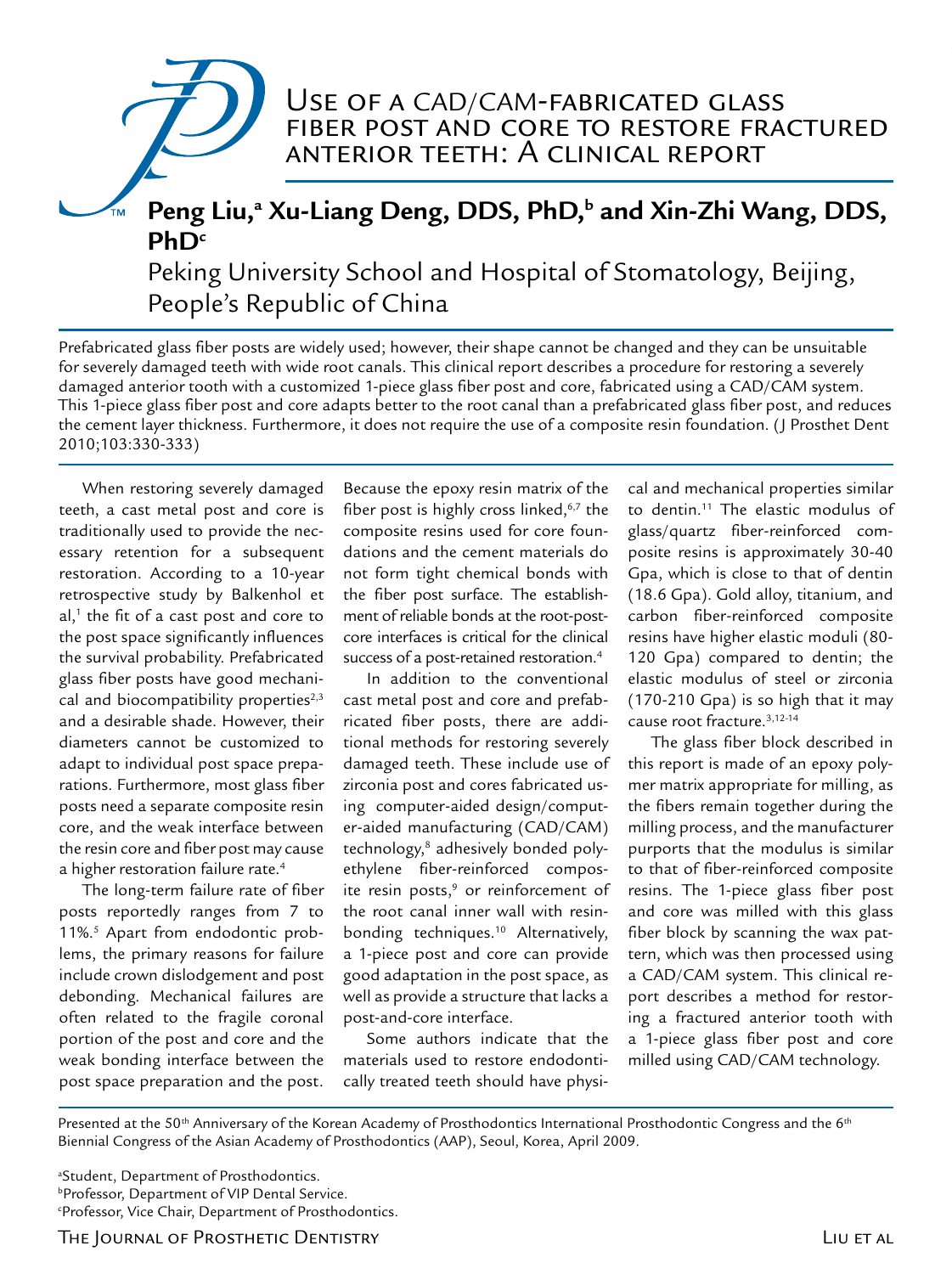# Use of a CAD/CAM-fabricated glass fiber post and core to restore fractured anterior teeth: A clinical report

**Peng Liu,[a] Xu-Liang Deng, DDS, PhD,[b] and Xin-Zhi Wang, DDS, PhD[c]**

Peking University School and Hospital of Stomatology, Beijing, People's Republic of China

Prefabricated glass fiber posts are widely used; however, their shape cannot be changed and they can be unsuitable for severely damaged teeth with wide root canals. This clinical report describes a procedure for restoring a severely damaged anterior tooth with a customized 1-piece glass fiber post and core, fabricated using a CAD/CAM system. This 1-piece glass fiber post and core adapts better to the root canal than a prefabricated glass fiber post, and reduces the cement layer thickness. Furthermore, it does not require the use of a composite resin foundation. (J Prosthet Dent 2010;103:330-333)

When restoring severely damaged teeth, a cast metal post and core is traditionally used to provide the necessary retention for a subsequent restoration. According to a 10-year retrospective study by Balkenhol et al,[1] the fit of a cast post and core to the post space significantly influences the survival probability. Prefabricated glass fiber posts have good mechanical and biocompatibility properties[2,3] and a desirable shade. However, their diameters cannot be customized to adapt to individual post space preparations. Furthermore, most glass fiber posts need a separate composite resin core, and the weak interface between the resin core and fiber post may cause a higher restoration failure rate.[4]

The long-term failure rate of fiber posts reportedly ranges from 7 to 11%.[5] Apart from endodontic problems, the primary reasons for failure include crown dislodgement and post debonding. Mechanical failures are often related to the fragile coronal portion of the post and core and the weak bonding interface between the post space preparation and the post. Because the epoxy resin matrix of the fiber post is highly cross linked,[6,7] the composite resins used for core foundations and the cement materials do not form tight chemical bonds with the fiber post surface. The establishment of reliable bonds at the root-post-core interfaces is critical for the clinical success of a post-retained restoration.[4]

In addition to the conventional cast metal post and core and prefabricated fiber posts, there are additional methods for restoring severely damaged teeth. These include use of zirconia post and cores fabricated using computer-aided design/computer-aided manufacturing (CAD/CAM) technology,[8] adhesively bonded polyethylene fiber-reinforced composite resin posts,[9] or reinforcement of the root canal inner wall with resin-bonding techniques.[10] Alternatively, a 1-piece post and core can provide good adaptation in the post space, as well as provide a structure that lacks a post-and-core interface.

Some authors indicate that the materials used to restore endodontically treated teeth should have physical and mechanical properties similar to dentin.[11] The elastic modulus of glass/quartz fiber-reinforced composite resins is approximately 30-40 Gpa, which is close to that of dentin (18.6 Gpa). Gold alloy, titanium, and carbon fiber-reinforced composite resins have higher elastic moduli (80-120 Gpa) compared to dentin; the elastic modulus of steel or zirconia (170-210 Gpa) is so high that it may cause root fracture.[3,12-14]

The glass fiber block described in this report is made of an epoxy polymer matrix appropriate for milling, as the fibers remain together during the milling process, and the manufacturer purports that the modulus is similar to that of fiber-reinforced composite resins. The 1-piece glass fiber post and core was milled with this glass fiber block by scanning the wax pattern, which was then processed using a CAD/CAM system. This clinical report describes a method for restoring a fractured anterior tooth with a 1-piece glass fiber post and core milled using CAD/CAM technology.

Presented at the 50th Anniversary of the Korean Academy of Prosthodontics International Prosthodontic Congress and the 6th Biennial Congress of the Asian Academy of Prosthodontics (AAP), Seoul, Korea, April 2009.

[a]Student, Department of Prosthodontics.
[b]Professor, Department of VIP Dental Service.
[c]Professor, Vice Chair, Department of Prosthodontics.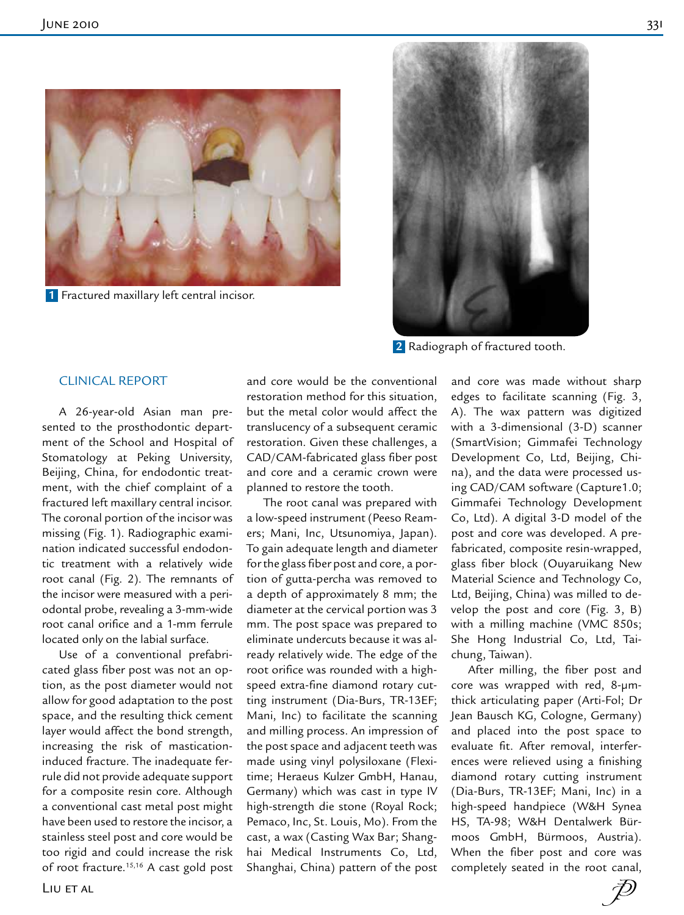**1** Fractured maxillary left central incisor.

**2** Radiograph of fractured tooth.

## CLINICAL REPORT

A 26-year-old Asian man presented to the prosthodontic department of the School and Hospital of Stomatology at Peking University, Beijing, China, for endodontic treatment, with the chief complaint of a fractured left maxillary central incisor. The coronal portion of the incisor was missing (Fig. 1). Radiographic examination indicated successful endodontic treatment with a relatively wide root canal (Fig. 2). The remnants of the incisor were measured with a periodontal probe, revealing a 3-mm-wide root canal orifice and a 1-mm ferrule located only on the labial surface.

Use of a conventional prefabricated glass fiber post was not an option, as the post diameter would not allow for good adaptation to the post space, and the resulting thick cement layer would affect the bond strength, increasing the risk of mastication-induced fracture. The inadequate ferrule did not provide adequate support for a composite resin core. Although a conventional cast metal post might have been used to restore the incisor, a stainless steel post and core would be too rigid and could increase the risk of root fracture.[15,16] A cast gold post and core would be the conventional restoration method for this situation, but the metal color would affect the translucency of a subsequent ceramic restoration. Given these challenges, a CAD/CAM-fabricated glass fiber post and core and a ceramic crown were planned to restore the tooth.

The root canal was prepared with a low-speed instrument (Peeso Reamers; Mani, Inc, Utsunomiya, Japan). To gain adequate length and diameter for the glass fiber post and core, a portion of gutta-percha was removed to a depth of approximately 8 mm; the diameter at the cervical portion was 3 mm. The post space was prepared to eliminate undercuts because it was already relatively wide. The edge of the root orifice was rounded with a high-speed extra-fine diamond rotary cutting instrument (Dia-Burs, TR-13EF; Mani, Inc) to facilitate the scanning and milling process. An impression of the post space and adjacent teeth was made using vinyl polysiloxane (Flexitime; Heraeus Kulzer GmbH, Hanau, Germany) which was cast in type IV high-strength die stone (Royal Rock; Pemaco, Inc, St. Louis, Mo). From the cast, a wax (Casting Wax Bar; Shanghai Medical Instruments Co, Ltd, Shanghai, China) pattern of the post and core was made without sharp edges to facilitate scanning (Fig. 3, A). The wax pattern was digitized with a 3-dimensional (3-D) scanner (SmartVision; Gimmafei Technology Development Co, Ltd, Beijing, China), and the data were processed using CAD/CAM software (Capture1.0; Gimmafei Technology Development Co, Ltd). A digital 3-D model of the post and core was developed. A prefabricated, composite resin-wrapped, glass fiber block (Ouyaruikang New Material Science and Technology Co, Ltd, Beijing, China) was milled to develop the post and core (Fig. 3, B) with a milling machine (VMC 850s; She Hong Industrial Co, Ltd, Taichung, Taiwan).

After milling, the fiber post and core was wrapped with red, 8-μm-thick articulating paper (Arti-Fol; Dr Jean Bausch KG, Cologne, Germany) and placed into the post space to evaluate fit. After removal, interferences were relieved using a finishing diamond rotary cutting instrument (Dia-Burs, TR-13EF; Mani, Inc) in a high-speed handpiece (W&H Synea HS, TA-98; W&H Dentalwerk Bürmoos GmbH, Bürmoos, Austria). When the fiber post and core was completely seated in the root canal,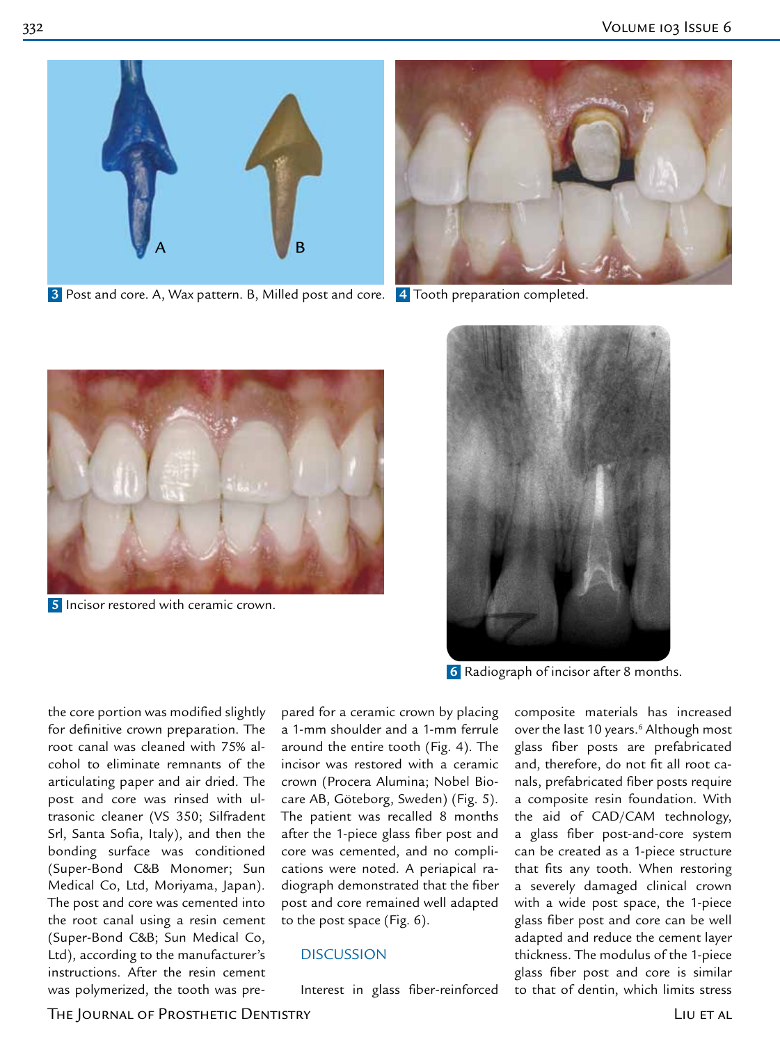3 Post and core. A, Wax pattern. B, Milled post and core.

4 Tooth preparation completed.

5 Incisor restored with ceramic crown.

6 Radiograph of incisor after 8 months.

the core portion was modified slightly for definitive crown preparation. The root canal was cleaned with 75% alcohol to eliminate remnants of the articulating paper and air dried. The post and core was rinsed with ultrasonic cleaner (VS 350; Silfradent Srl, Santa Sofia, Italy), and then the bonding surface was conditioned (Super-Bond C&B Monomer; Sun Medical Co, Ltd, Moriyama, Japan). The post and core was cemented into the root canal using a resin cement (Super-Bond C&B; Sun Medical Co, Ltd), according to the manufacturer's instructions. After the resin cement was polymerized, the tooth was prepared for a ceramic crown by placing a 1-mm shoulder and a 1-mm ferrule around the entire tooth (Fig. 4). The incisor was restored with a ceramic crown (Procera Alumina; Nobel Biocare AB, Göteborg, Sweden) (Fig. 5). The patient was recalled 8 months after the 1-piece glass fiber post and core was cemented, and no complications were noted. A periapical radiograph demonstrated that the fiber post and core remained well adapted to the post space (Fig. 6).

## DISCUSSION

Interest in glass fiber-reinforced composite materials has increased over the last 10 years.[6] Although most glass fiber posts are prefabricated and, therefore, do not fit all root canals, prefabricated fiber posts require a composite resin foundation. With the aid of CAD/CAM technology, a glass fiber post-and-core system can be created as a 1-piece structure that fits any tooth. When restoring a severely damaged clinical crown with a wide post space, the 1-piece glass fiber post and core can be well adapted and reduce the cement layer thickness. The modulus of the 1-piece glass fiber post and core is similar to that of dentin, which limits stress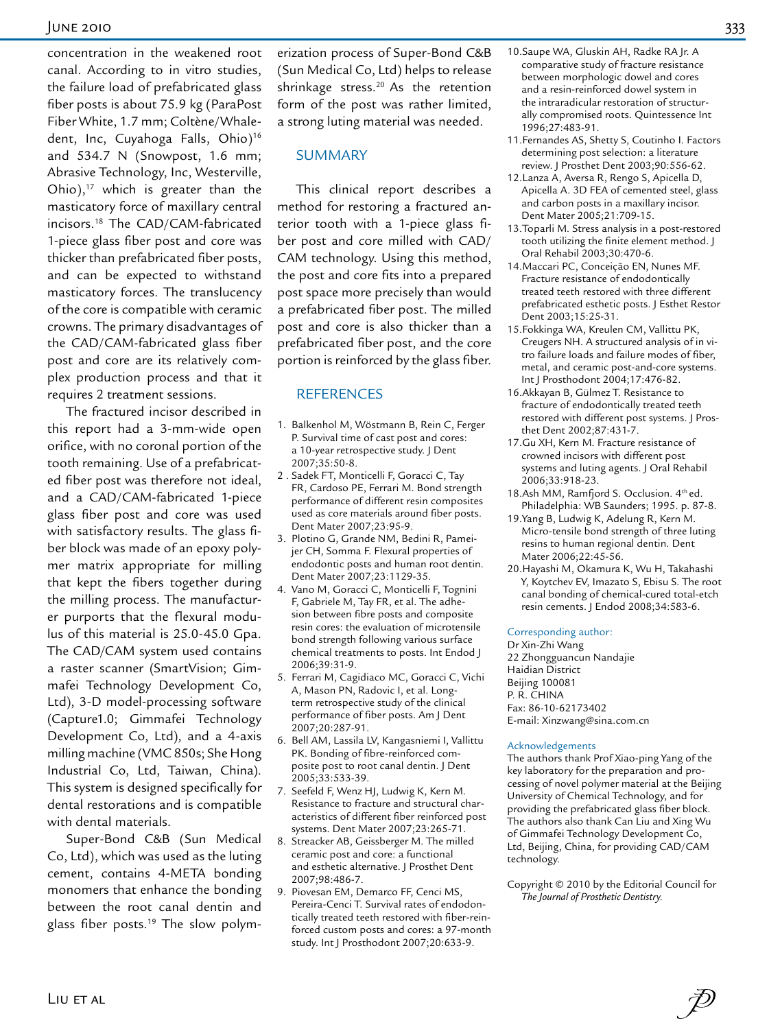concentration in the weakened root canal. According to in vitro studies, the failure load of prefabricated glass fiber posts is about 75.9 kg (ParaPost Fiber White, 1.7 mm; Coltène/Whaledent, Inc, Cuyahoga Falls, Ohio)[16] and 534.7 N (Snowpost, 1.6 mm; Abrasive Technology, Inc, Westerville, Ohio),[17] which is greater than the masticatory force of maxillary central incisors.[18] The CAD/CAM-fabricated 1-piece glass fiber post and core was thicker than prefabricated fiber posts, and can be expected to withstand masticatory forces. The translucency of the core is compatible with ceramic crowns. The primary disadvantages of the CAD/CAM-fabricated glass fiber post and core are its relatively complex production process and that it requires 2 treatment sessions.

The fractured incisor described in this report had a 3-mm-wide open orifice, with no coronal portion of the tooth remaining. Use of a prefabricated fiber post was therefore not ideal, and a CAD/CAM-fabricated 1-piece glass fiber post and core was used with satisfactory results. The glass fiber block was made of an epoxy polymer matrix appropriate for milling that kept the fibers together during the milling process. The manufacturer purports that the flexural modulus of this material is 25.0-45.0 Gpa. The CAD/CAM system used contains a raster scanner (SmartVision; Gimmafei Technology Development Co, Ltd), 3-D model-processing software (Capture1.0; Gimmafei Technology Development Co, Ltd), and a 4-axis milling machine (VMC 850s; She Hong Industrial Co, Ltd, Taiwan, China). This system is designed specifically for dental restorations and is compatible with dental materials.

Super-Bond C&B (Sun Medical Co, Ltd), which was used as the luting cement, contains 4-META bonding monomers that enhance the bonding between the root canal dentin and glass fiber posts.[19] The slow polymerization process of Super-Bond C&B (Sun Medical Co, Ltd) helps to release shrinkage stress.[20] As the retention form of the post was rather limited, a strong luting material was needed.

## SUMMARY

This clinical report describes a method for restoring a fractured anterior tooth with a 1-piece glass fiber post and core milled with CAD/CAM technology. Using this method, the post and core fits into a prepared post space more precisely than would a prefabricated fiber post. The milled post and core is also thicker than a prefabricated fiber post, and the core portion is reinforced by the glass fiber.

## REFERENCES

1. Balkenhol M, Wöstmann B, Rein C, Ferger P. Survival time of cast post and cores: a 10-year retrospective study. J Dent 2007;35:50-8.
2. Sadek FT, Monticelli F, Goracci C, Tay FR, Cardoso PE, Ferrari M. Bond strength performance of different resin composites used as core materials around fiber posts. Dent Mater 2007;23:95-9.
3. Plotino G, Grande NM, Bedini R, Pameijer CH, Somma F. Flexural properties of endodontic posts and human root dentin. Dent Mater 2007;23:1129-35.
4. Vano M, Goracci C, Monticelli F, Tognini F, Gabriele M, Tay FR, et al. The adhesion between fibre posts and composite resin cores: the evaluation of microtensile bond strength following various surface chemical treatments to posts. Int Endod J 2006;39:31-9.
5. Ferrari M, Cagidiaco MC, Goracci C, Vichi A, Mason PN, Radovic I, et al. Long-term retrospective study of the clinical performance of fiber posts. Am J Dent 2007;20:287-91.
6. Bell AM, Lassila LV, Kangasniemi I, Vallittu PK. Bonding of fibre-reinforced composite post to root canal dentin. J Dent 2005;33:533-39.
7. Seefeld F, Wenz HJ, Ludwig K, Kern M. Resistance to fracture and structural characteristics of different fiber reinforced post systems. Dent Mater 2007;23:265-71.
8. Streacker AB, Geissberger M. The milled ceramic post and core: a functional and esthetic alternative. J Prosthet Dent 2007;98:486-7.
9. Piovesan EM, Demarco FF, Cenci MS, Pereira-Cenci T. Survival rates of endodontically treated teeth restored with fiber-reinforced custom posts and cores: a 97-month study. Int J Prosthodont 2007;20:633-9.
10. Saupe WA, Gluskin AH, Radke RA Jr. A comparative study of fracture resistance between morphologic dowel and cores and a resin-reinforced dowel system in the intraradicular restoration of structurally compromised roots. Quintessence Int 1996;27:483-91.
11. Fernandes AS, Shetty S, Coutinho I. Factors determining post selection: a literature review. J Prosthet Dent 2003;90:556-62.
12. Lanza A, Aversa R, Rengo S, Apicella D, Apicella A. 3D FEA of cemented steel, glass and carbon posts in a maxillary incisor. Dent Mater 2005;21:709-15.
13. Toparli M. Stress analysis in a post-restored tooth utilizing the finite element method. J Oral Rehabil 2003;30:470-6.
14. Maccari PC, Conceição EN, Nunes MF. Fracture resistance of endodontically treated teeth restored with three different prefabricated esthetic posts. J Esthet Restor Dent 2003;15:25-31.
15. Fokkinga WA, Kreulen CM, Vallittu PK, Creugers NH. A structured analysis of in vitro failure loads and failure modes of fiber, metal, and ceramic post-and-core systems. Int J Prosthodont 2004;17:476-82.
16. Akkayan B, Gülmez T. Resistance to fracture of endodontically treated teeth restored with different post systems. J Prosthet Dent 2002;87:431-7.
17. Gu XH, Kern M. Fracture resistance of crowned incisors with different post systems and luting agents. J Oral Rehabil 2006;33:918-23.
18. Ash MM, Ramfjord S. Occlusion. 4th ed. Philadelphia: WB Saunders; 1995. p. 87-8.
19. Yang B, Ludwig K, Adelung R, Kern M. Micro-tensile bond strength of three luting resins to human regional dentin. Dent Mater 2006;22:45-56.
20. Hayashi M, Okamura K, Wu H, Takahashi Y, Koytchev EV, Imazato S, Ebisu S. The root canal bonding of chemical-cured total-etch resin cements. J Endod 2008;34:583-6.

Corresponding author:
Dr Xin-Zhi Wang
22 Zhongguancun Nandajie
Haidian District
Beijing 100081
P. R. CHINA
Fax: 86-10-62173402
E-mail: Xinzwang@sina.com.cn

Acknowledgements
The authors thank Prof Xiao-ping Yang of the key laboratory for the preparation and processing of novel polymer material at the Beijing University of Chemical Technology, and for providing the prefabricated glass fiber block. The authors also thank Can Liu and Xing Wu of Gimmafei Technology Development Co, Ltd, Beijing, China, for providing CAD/CAM technology.

Copyright © 2010 by the Editorial Council for *The Journal of Prosthetic Dentistry.*